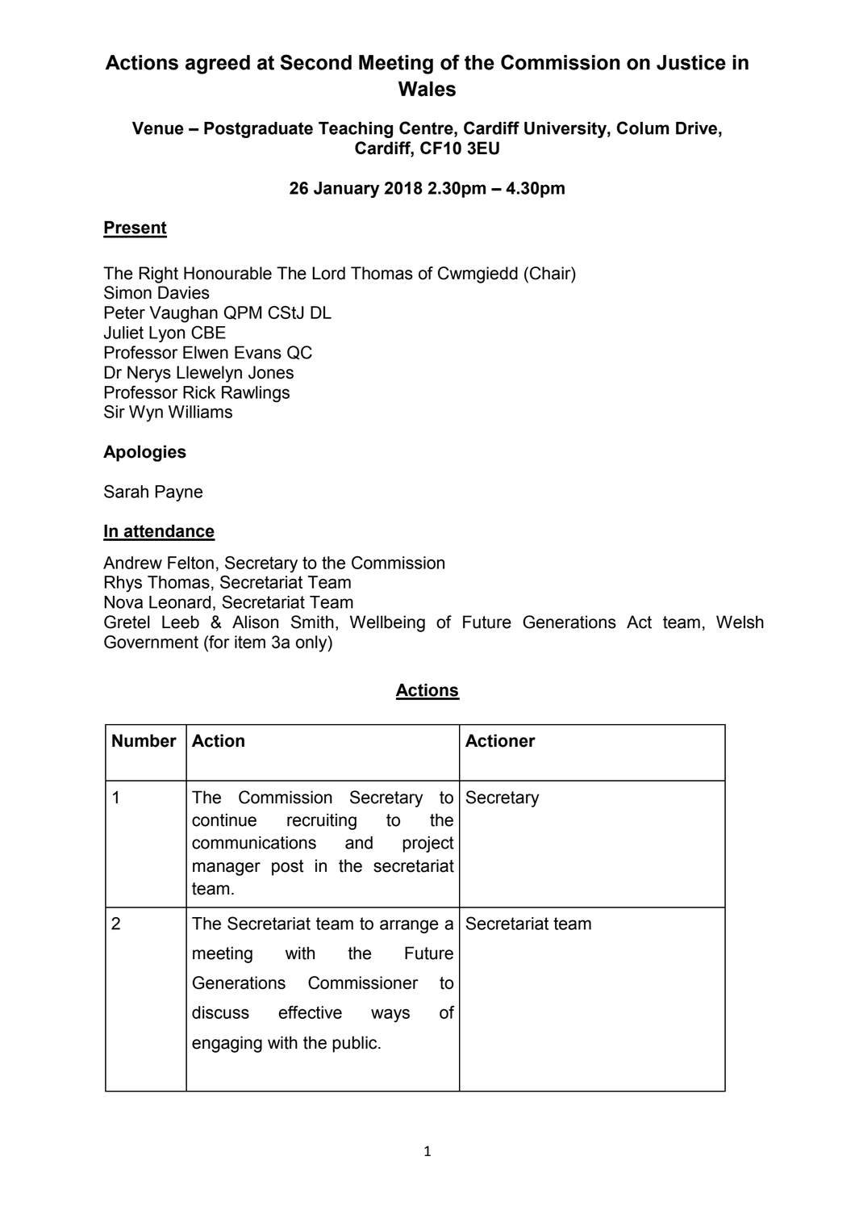# Actions agreed at Second Meeting of the Commission on Justice in Wales

**Venue – Postgraduate Teaching Centre, Cardiff University, Colum Drive, Cardiff, CF10 3EU**

**26 January 2018 2.30pm – 4.30pm**

## Present

The Right Honourable The Lord Thomas of Cwmgiedd (Chair)
Simon Davies
Peter Vaughan QPM CStJ DL
Juliet Lyon CBE
Professor Elwen Evans QC
Dr Nerys Llewelyn Jones
Professor Rick Rawlings
Sir Wyn Williams

## Apologies

Sarah Payne

## In attendance

Andrew Felton, Secretary to the Commission
Rhys Thomas, Secretariat Team
Nova Leonard, Secretariat Team
Gretel Leeb & Alison Smith, Wellbeing of Future Generations Act team, Welsh Government (for item 3a only)

## Actions

| Number | Action | Actioner |
|---|---|---|
| 1 | The Commission Secretary to continue recruiting to the communications and project manager post in the secretariat team. | Secretary |
| 2 | The Secretariat team to arrange a meeting with the Future Generations Commissioner to discuss effective ways of engaging with the public. | Secretariat team |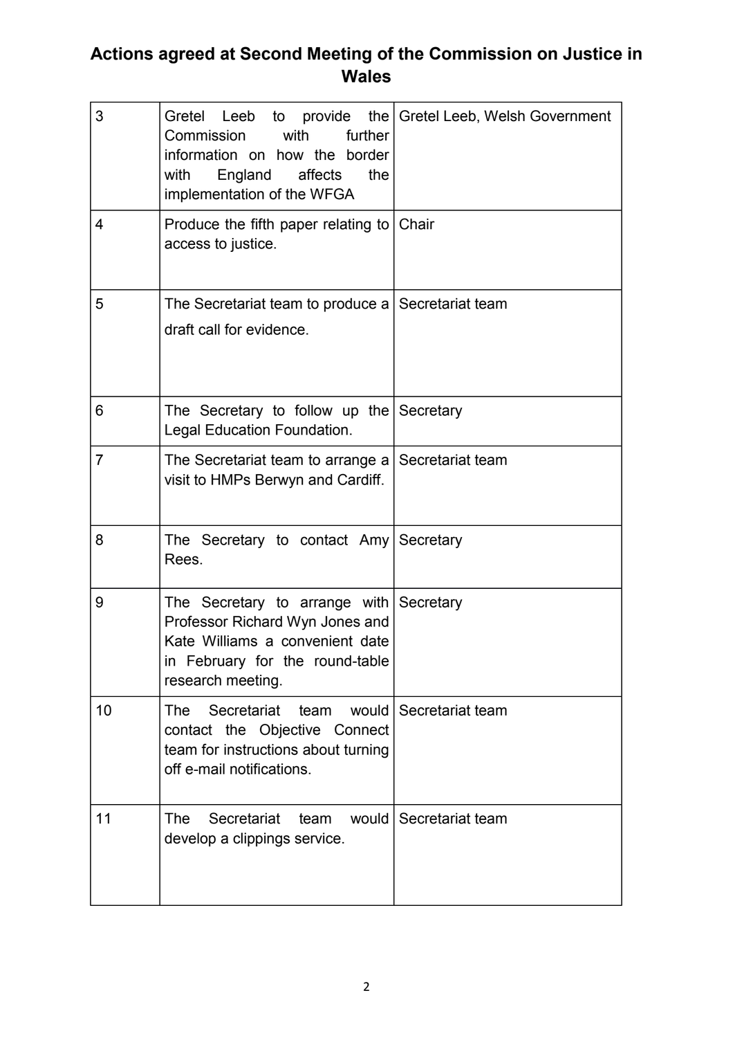**Actions agreed at Second Meeting of the Commission on Justice in Wales**

| | | |
|---|---|---|
| 3 | Gretel Leeb to provide the Commission with further information on how the border with England affects the implementation of the WFGA | Gretel Leeb, Welsh Government |
| 4 | Produce the fifth paper relating to access to justice. | Chair |
| 5 | The Secretariat team to produce a draft call for evidence. | Secretariat team |
| 6 | The Secretary to follow up the Legal Education Foundation. | Secretary |
| 7 | The Secretariat team to arrange a visit to HMPs Berwyn and Cardiff. | Secretariat team |
| 8 | The Secretary to contact Amy Rees. | Secretary |
| 9 | The Secretary to arrange with Professor Richard Wyn Jones and Kate Williams a convenient date in February for the round-table research meeting. | Secretary |
| 10 | The Secretariat team would contact the Objective Connect team for instructions about turning off e-mail notifications. | Secretariat team |
| 11 | The Secretariat team would develop a clippings service. | Secretariat team |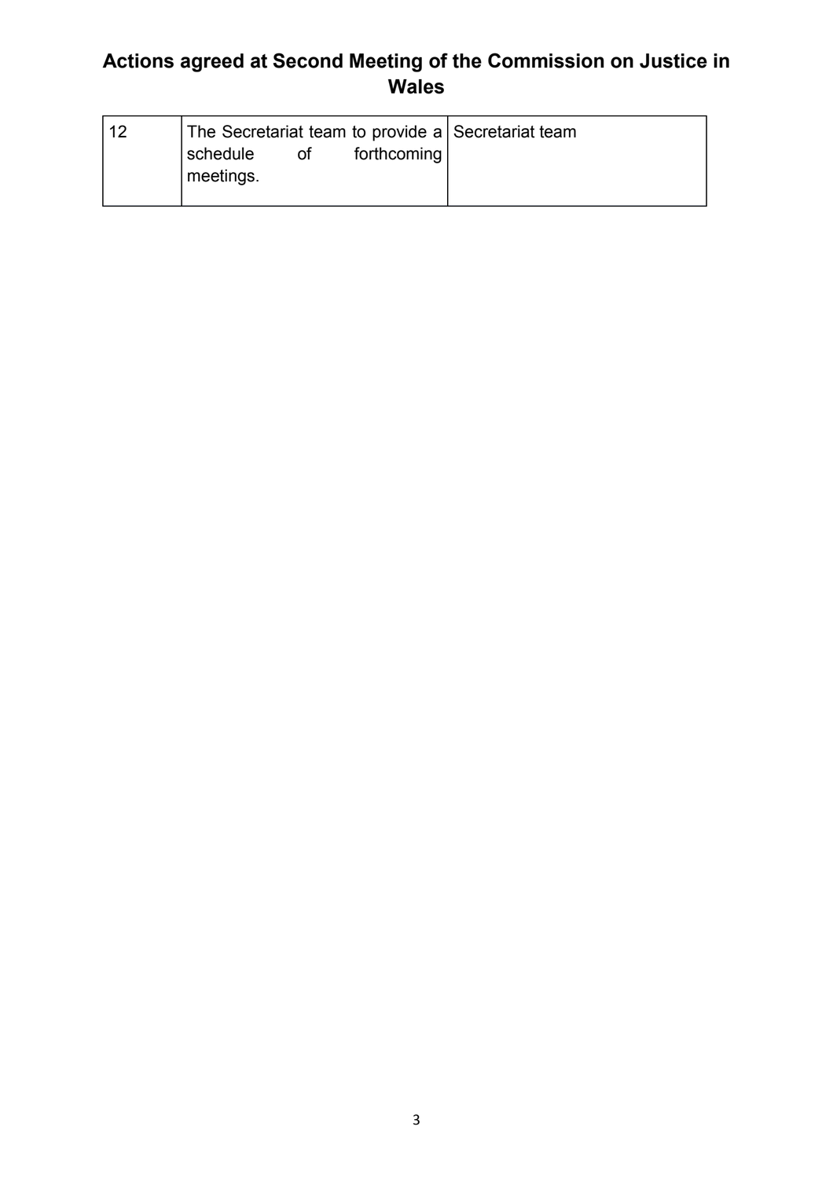## Actions agreed at Second Meeting of the Commission on Justice in Wales

| | | |
|---|---|---|
| 12 | The Secretariat team to provide a schedule of forthcoming meetings. | Secretariat team |